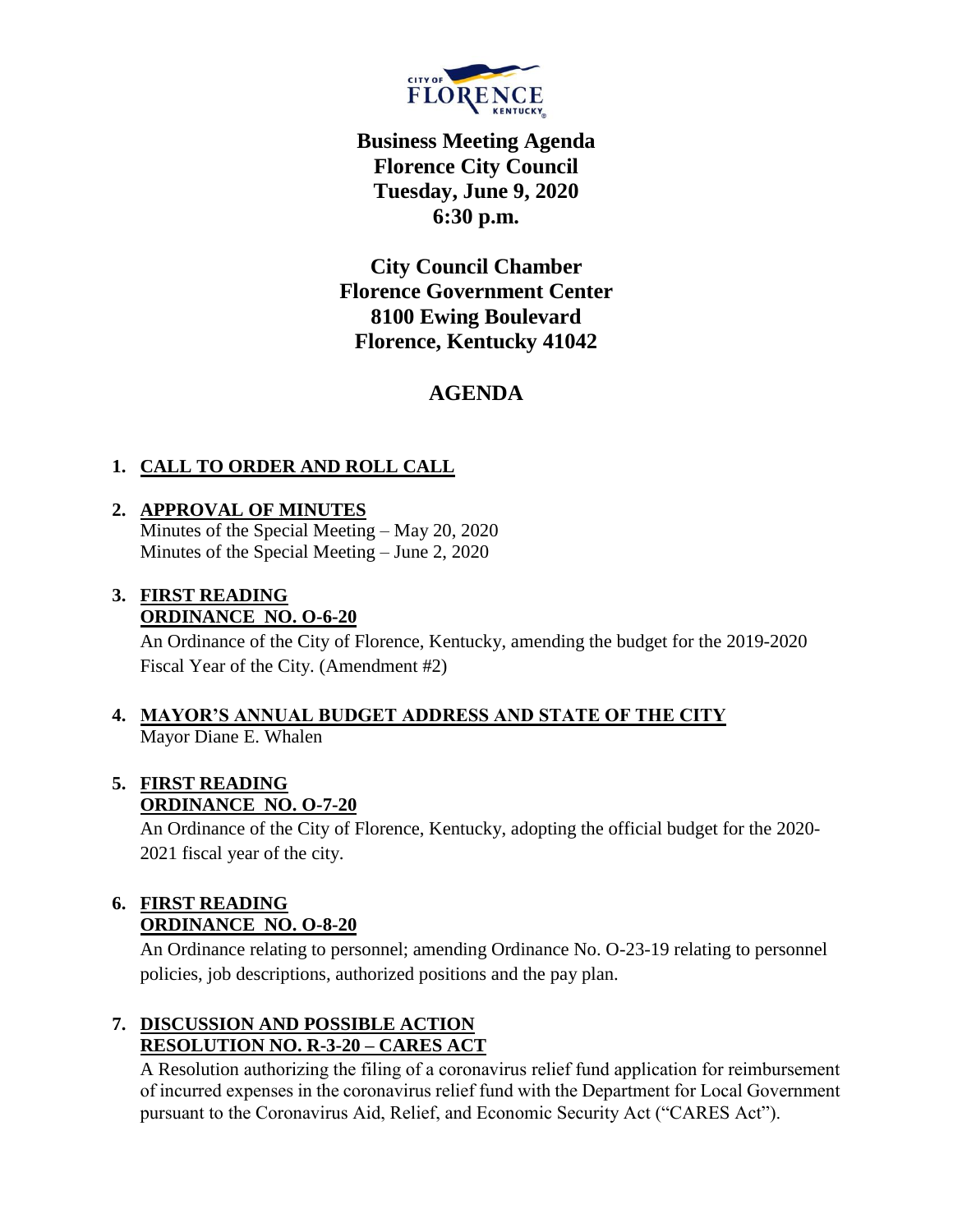# Business Meeting Agenda
# Florence City Council
# Tuesday, June 9, 2020
# 6:30 p.m.

**City Council Chamber**
**Florence Government Center**
**8100 Ewing Boulevard**
**Florence, Kentucky 41042**

## AGENDA

1. **CALL TO ORDER AND ROLL CALL**

2. **APPROVAL OF MINUTES**
   Minutes of the Special Meeting – May 20, 2020
   Minutes of the Special Meeting – June 2, 2020

3. **FIRST READING**
   **ORDINANCE NO. O-6-20**
   An Ordinance of the City of Florence, Kentucky, amending the budget for the 2019-2020 Fiscal Year of the City. (Amendment #2)

4. **MAYOR'S ANNUAL BUDGET ADDRESS AND STATE OF THE CITY**
   Mayor Diane E. Whalen

5. **FIRST READING**
   **ORDINANCE NO. O-7-20**
   An Ordinance of the City of Florence, Kentucky, adopting the official budget for the 2020-2021 fiscal year of the city.

6. **FIRST READING**
   **ORDINANCE NO. O-8-20**
   An Ordinance relating to personnel; amending Ordinance No. O-23-19 relating to personnel policies, job descriptions, authorized positions and the pay plan.

7. **DISCUSSION AND POSSIBLE ACTION**
   **RESOLUTION NO. R-3-20 – CARES ACT**
   A Resolution authorizing the filing of a coronavirus relief fund application for reimbursement of incurred expenses in the coronavirus relief fund with the Department for Local Government pursuant to the Coronavirus Aid, Relief, and Economic Security Act ("CARES Act").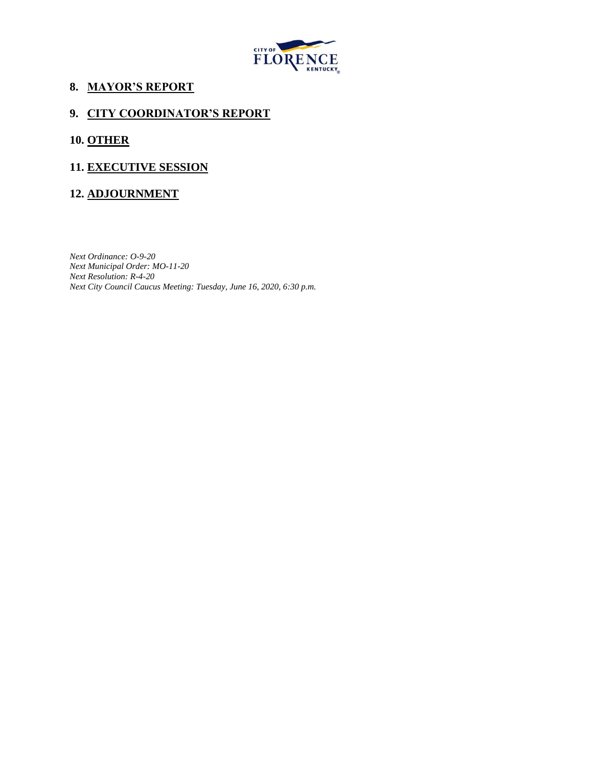**8. MAYOR'S REPORT**

**9. CITY COORDINATOR'S REPORT**

**10. OTHER**

**11. EXECUTIVE SESSION**

**12. ADJOURNMENT**

*Next Ordinance: O-9-20*
*Next Municipal Order: MO-11-20*
*Next Resolution: R-4-20*
*Next City Council Caucus Meeting: Tuesday, June 16, 2020, 6:30 p.m.*